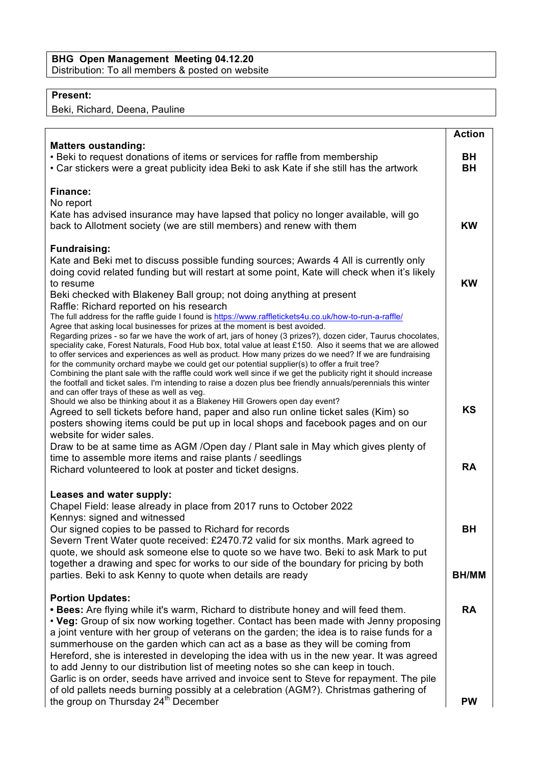**BHG Open Management Meeting 04.12.20**
Distribution: To all members & posted on website

**Present:**
Beki, Richard, Deena, Pauline

| | Action |
|---|---|
| **Matters oustanding:** | |
| • Beki to request donations of items or services for raffle from membership | BH |
| • Car stickers were a great publicity idea Beki to ask Kate if she still has the artwork | BH |
| **Finance:** | |
| No report | |
| Kate has advised insurance may have lapsed that policy no longer available, will go back to Allotment society (we are still members) and renew with them | KW |
| **Fundraising:** | |
| Kate and Beki met to discuss possible funding sources; Awards 4 All is currently only doing covid related funding but will restart at some point, Kate will check when it's likely to resume | KW |
| Beki checked with Blakeney Ball group; not doing anything at present | |
| Raffle: Richard reported on his research<br>The full address for the raffle guide I found is https://www.raffletickets4u.co.uk/how-to-run-a-raffle/<br>Agree that asking local businesses for prizes at the moment is best avoided.<br>Regarding prizes - so far we have the work of art, jars of honey (3 prizes?), dozen cider, Taurus chocolates, speciality cake, Forest Naturals, Food Hub box, total value at least £150. Also it seems that we are allowed to offer services and experiences as well as product. How many prizes do we need? If we are fundraising for the community orchard maybe we could get our potential supplier(s) to offer a fruit tree?<br>Combining the plant sale with the raffle could work well since if we get the publicity right it should increase the footfall and ticket sales. I'm intending to raise a dozen plus bee friendly annuals/perennials this winter and can offer trays of these as well as veg.<br>Should we also be thinking about it as a Blakeney Hill Growers open day event? | |
| Agreed to sell tickets before hand, paper and also run online ticket sales (Kim) so posters showing items could be put up in local shops and facebook pages and on our website for wider sales. | KS |
| Draw to be at same time as AGM /Open day / Plant sale in May which gives plenty of time to assemble more items and raise plants / seedlings | |
| Richard volunteered to look at poster and ticket designs. | RA |
| **Leases and water supply:** | |
| Chapel Field: lease already in place from 2017 runs to October 2022 | |
| Kennys: signed and witnessed | |
| Our signed copies to be passed to Richard for records | BH |
| Severn Trent Water quote received: £2470.72 valid for six months. Mark agreed to quote, we should ask someone else to quote so we have two. Beki to ask Mark to put together a drawing and spec for works to our side of the boundary for pricing by both parties. Beki to ask Kenny to quote when details are ready | BH/MM |
| **Portion Updates:** | |
| • **Bees:** Are flying while it's warm, Richard to distribute honey and will feed them. | RA |
| • **Veg:** Group of six now working together. Contact has been made with Jenny proposing a joint venture with her group of veterans on the garden; the idea is to raise funds for a summerhouse on the garden which can act as a base as they will be coming from Hereford, she is interested in developing the idea with us in the new year. It was agreed to add Jenny to our distribution list of meeting notes so she can keep in touch.<br>Garlic is on order, seeds have arrived and invoice sent to Steve for repayment. The pile of old pallets needs burning possibly at a celebration (AGM?). Christmas gathering of the group on Thursday 24th December | PW |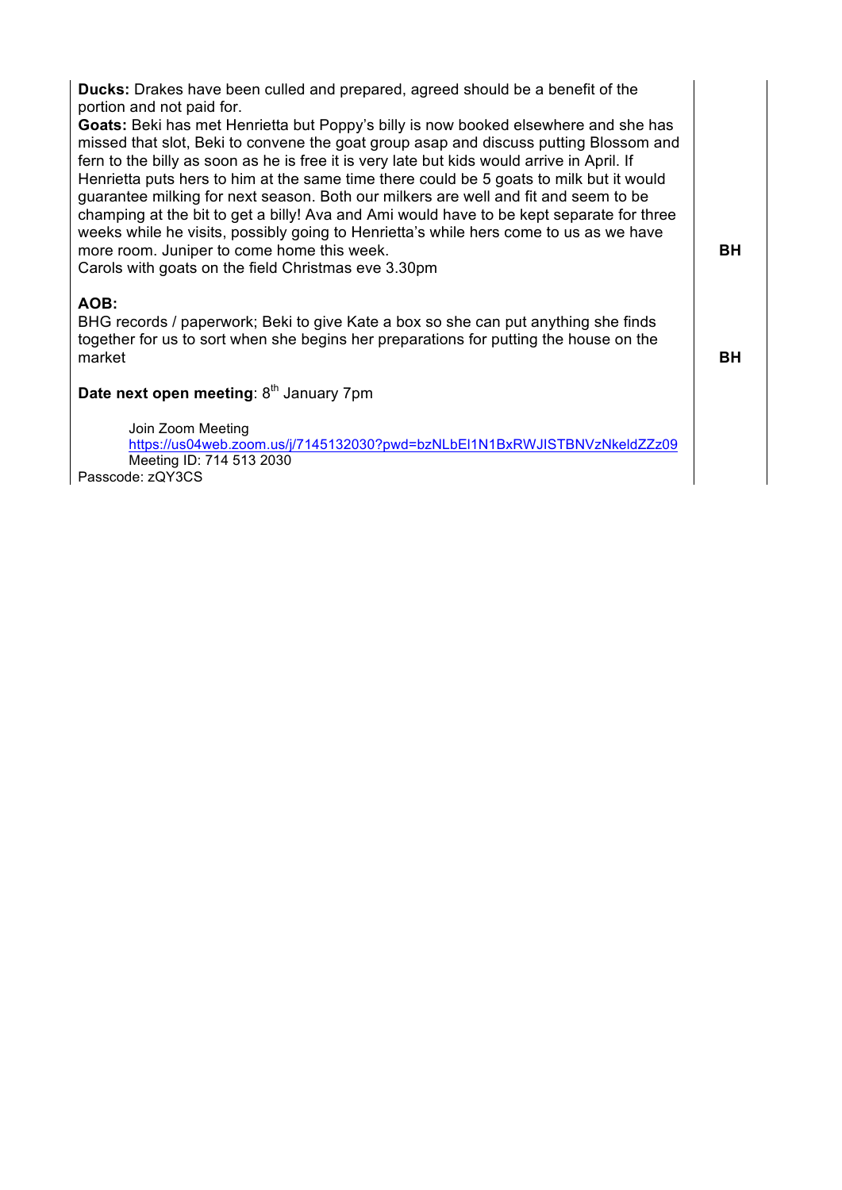| | |
|---|---|
| **Ducks:** Drakes have been culled and prepared, agreed should be a benefit of the portion and not paid for.<br>**Goats:** Beki has met Henrietta but Poppy's billy is now booked elsewhere and she has missed that slot, Beki to convene the goat group asap and discuss putting Blossom and fern to the billy as soon as he is free it is very late but kids would arrive in April. If Henrietta puts hers to him at the same time there could be 5 goats to milk but it would guarantee milking for next season. Both our milkers are well and fit and seem to be champing at the bit to get a billy! Ava and Ami would have to be kept separate for three weeks while he visits, possibly going to Henrietta's while hers come to us as we have more room. Juniper to come home this week.<br>Carols with goats on the field Christmas eve 3.30pm | **BH** |
| **AOB:**<br>BHG records / paperwork; Beki to give Kate a box so she can put anything she finds together for us to sort when she begins her preparations for putting the house on the market | **BH** |
| **Date next open meeting**: 8th January 7pm<br><br>Join Zoom Meeting<br>https://us04web.zoom.us/j/7145132030?pwd=bzNLbEl1N1BxRWJISTBNVzNkeldZZz09<br>Meeting ID: 714 513 2030<br>Passcode: zQY3CS | |